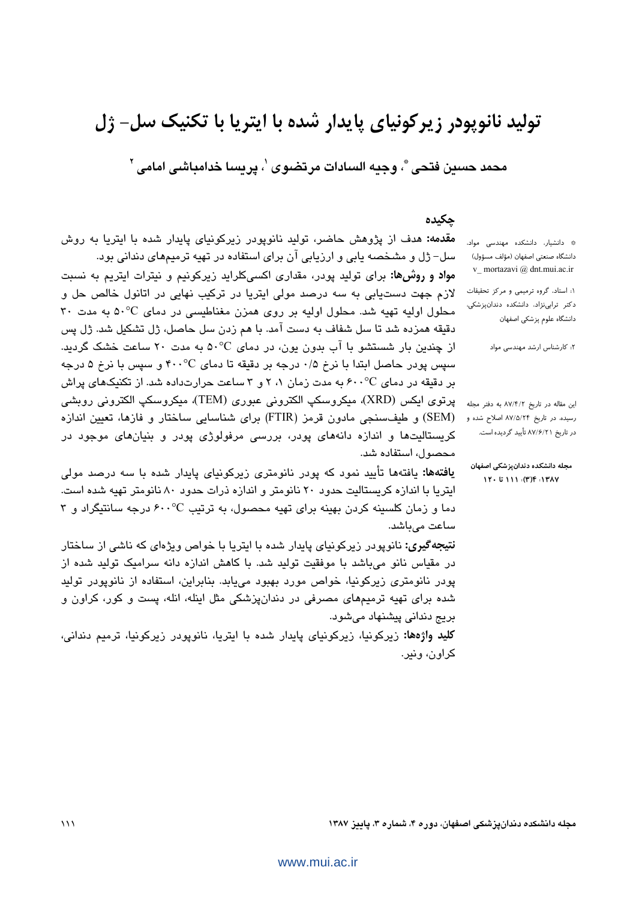# تولید نانوپودر زیرکونیای پایدار شده با ایتریا با تکنیک سل- ژل

**محمد حسین فتحی** [*]، **وجیه السادات مرتضوی** [1]، **پریسا خدامباشی امامی** [2]

* دانشیار، دانشکده مهندسی مواد، دانشگاه صنعتی اصفهان (مؤلف مسؤول) v_ mortazavi @ dnt.mui.ac.ir

1: استاد، گروه ترمیمی و مرکز تحقیقات دکتر ترابی‌نژاد، دانشکده دندانپزشکی، دانشگاه علوم پزشکی اصفهان

2: کارشناس ارشد مهندسی مواد

این مقاله در تاریخ ۸۷/۴/۲ به دفتر مجله رسیده، در تاریخ ۸۷/۵/۲۴ اصلاح شده و در تاریخ ۸۷/۶/۲۱ تأیید گردیده است.

مجله دانشکده دندانپزشکی اصفهان ۱۳۸۷: ۴(۳): ۱۱۱ تا ۱۲۰

## چکیده

**مقدمه:** هدف از پژوهش حاضر، تولید نانوپودر زیرکونیای پایدار شده با ایتریا به روش سل- ژل و مشخصه یابی و ارزیابی آن برای استفاده در تهیه ترمیم‌های دندانی بود.

**مواد و روش‌ها:** برای تولید پودر، مقداری اکسی‌کلراید زیرکونیم و نیترات ایتریم به نسبت لازم جهت دست‌یابی به سه درصد مولی ایتریا در ترکیب نهایی در اتانول خالص حل و محلول اولیه تهیه شد. محلول اولیه بر روی همزن مغناطیسی در دمای ۵۰°C به مدت ۳۰ دقیقه همزده شد تا سل شفاف به دست آمد. با هم زدن سل حاصل، ژل تشکیل شد. ژل پس از چندین بار شستشو با آب بدون یون، در دمای ۵۰°C به مدت ۲۰ ساعت خشک گردید. سپس پودر حاصل ابتدا با نرخ ۰/۵ درجه بر دقیقه تا دمای ۴۰۰°C و سپس با نرخ ۵ درجه بر دقیقه در دمای ۶۰۰°C به مدت زمان ۱، ۲ و ۳ ساعت حرارت‌داده شد. از تکنیک‌های پراش پرتوی ایکس (XRD)، میکروسکپ الکترونی عبوری (TEM)، میکروسکپ الکترونی روبشی (SEM) و طیف‌سنجی مادون قرمز (FTIR) برای شناسایی ساختار و فازها، تعیین اندازه کریستالیت‌ها و اندازه دانه‌های پودر، بررسی مرفولوژی پودر و بنیان‌های موجود در محصول، استفاده شد.

**یافته‌ها:** یافته‌ها تأیید نمود که پودر نانومتری زیرکونیای پایدار شده با سه درصد مولی ایتریا با اندازه کریستالیت حدود ۲۰ نانومتر و اندازه ذرات حدود ۸۰ نانومتر تهیه شده است. دما و زمان کلسینه کردن بهینه برای تهیه محصول، به ترتیب ۶۰۰°C درجه سانتیگراد و ۳ ساعت می‌باشد.

**نتیجه‌گیری:** نانوپودر زیرکونیای پایدار شده با ایتریا با خواص ویژه‌ای که ناشی از ساختار در مقیاس نانو می‌باشد با موفقیت تولید شد. با کاهش اندازه دانه سرامیک تولید شده از پودر نانومتری زیرکونیا، خواص مورد بهبود می‌یابد. بنابراین، استفاده از نانوپودر تولید شده برای تهیه ترمیم‌های مصرفی در دندان‌پزشکی مثل اینله، انله، پست و کور، کراون و بریج دندانی پیشنهاد می‌شود.

**کلید واژه‌ها:** زیرکونیا، زیرکونیای پایدار شده با ایتریا، نانوپودر زیرکونیا، ترمیم دندانی، کراون، ونیر.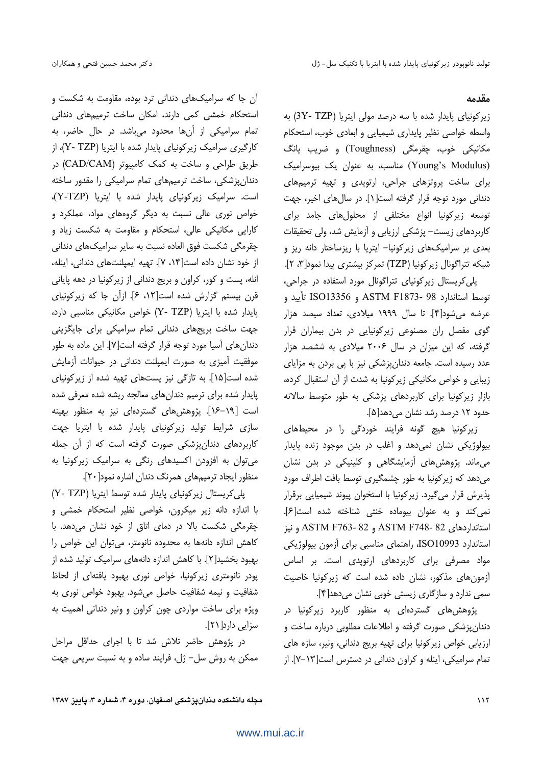## مقدمه

زیرکونیای پایدار شده با سه درصد مولی ایتریا (3Y- TZP) به واسطه خواصی نظیر پایداری شیمیایی و ابعادی خوب، استحکام مکانیکی خوب، چقرمگی (Toughness) و ضریب یانگ (Young's Modulus) مناسب، به عنوان یک بیوسرامیک برای ساخت پروتزهای جراحی، ارتوپدی و تهیه ترمیم‌های دندانی مورد توجه قرار گرفته است[۱]. در سال‌های اخیر، جهت توسعه زیرکونیا انواع مختلفی از محلول‌های جامد برای کاربردهای زیست- پزشکی ارزیابی و آزمایش شد، ولی تحقیقات بعدی بر سرامیک‌های زیرکونیا- ایتریا با ریزساختار دانه ریز و شبکه تتراگونال زیرکونیا (TZP) تمرکز بیشتری پیدا نمود[۳، ۲].

پلی‌کریستال زیرکونیای تتراگونال مورد استفاده در جراحی، توسط استاندارد ASTM F1873- 98 و ISO13356 تأیید و عرضه می‌شود[۴]. تا سال ۱۹۹۹ میلادی، تعداد سیصد هزار گوی مفصل ران مصنوعی زیرکونیایی در بدن بیماران قرار گرفته، که این میزان در سال ۲۰۰۶ میلادی به ششصد هزار عدد رسیده است. جامعه دندان‌پزشکی نیز با پی بردن به مزایای زیبایی و خواص مکانیکی زیرکونیا به شدت از آن استقبال کرده، بازار زیرکونیا برای کاربردهای پزشکی به طور متوسط سالانه حدود ۱۲ درصد رشد نشان می‌دهد[۵].

زیرکونیا هیچ گونه فرایند خوردگی را در محیط‌های بیولوژیکی نشان نمی‌دهد و اغلب در بدن موجود زنده پایدار می‌ماند. پژوهش‌های آزمایشگاهی و کلینیکی در بدن نشان می‌دهد که زیرکونیا به طور چشمگیری توسط بافت اطراف مورد پذیرش قرار می‌گیرد. زیرکونیا با استخوان پیوند شیمیایی برقرار نمی‌کند و به عنوان بیوماده خنثی شناخته شده است[۶]. استانداردهای ASTM F748- 82 و ASTM F763- 82 و نیز استاندارد ISO10993، راهنمای مناسبی برای آزمون بیولوژیکی مواد مصرفی برای کاربردهای ارتوپدی است. بر اساس آزمون‌های مذکور، نشان داده شده است که زیرکونیا خاصیت سمی ندارد و سازگاری زیستی خوبی نشان می‌دهد[۴].

پژوهش‌های گسترده‌ای به منظور کاربرد زیرکونیا در دندان‌پزشکی صورت گرفته و اطلاعات مطلوبی درباره ساخت و ارزیابی خواص زیرکونیا برای تهیه بریج دندانی، ونیر، سازه های تمام سرامیکی، اینله و کراون دندانی در دسترس است[۱۳-۷]. از آن جا که سرامیک‌های دندانی ترد بوده، مقاومت به شکست و استحکام خمشی کمی دارند، امکان ساخت ترمیم‌های دندانی تمام سرامیکی از آن‌ها محدود می‌باشد. در حال حاضر، به کارگیری سرامیک زیرکونیای پایدار شده با ایتریا (Y- TZP)، از طریق طراحی و ساخت به کمک کامپیوتر (CAD/CAM) در دندان‌پزشکی، ساخت ترمیم‌های تمام سرامیکی را مقدور ساخته است. سرامیک زیرکونیای پایدار شده با ایتریا (Y-TZP)، خواص نوری عالی نسبت به دیگر گروه‌های مواد، عملکرد و کارایی مکانیکی عالی، استحکام و مقاومت به شکست زیاد و چقرمگی شکست فوق العاده نسبت به سایر سرامیک‌های دندانی از خود نشان داده است[۱۴، ۷]. تهیه ایمپلنت‌های دندانی، اینله، انله، پست و کور، کراون و بریج دندانی از زیرکونیا در دهه پایانی قرن بیستم گزارش شده است[۱۲، ۶]. ازآن جا که زیرکونیای پایدار شده با ایتریا (Y- TZP) خواص مکانیکی مناسبی دارد، جهت ساخت بریج‌های دندانی تمام سرامیکی برای جایگزینی دندان‌های آسیا مورد توجه قرار گرفته است[۷]. این ماده به طور موفقیت آمیزی به صورت ایمپلنت دندانی در حیوانات آزمایش شده است[۱۵]. به تازگی نیز پست‌های تهیه شده از زیرکونیای پایدار شده برای ترمیم دندان‌های معالجه ریشه شده معرفی شده است [۱۹-۱۶]. پژوهش‌های گسترده‌ای نیز به منظور بهینه سازی شرایط تولید زیرکونیای پایدار شده با ایتریا جهت کاربردهای دندان‌پزشکی صورت گرفته است که از آن جمله می‌توان به افزودن اکسیدهای رنگی به سرامیک زیرکونیا به منظور ایجاد ترمیم‌های همرنگ دندان اشاره نمود[۲۰].

پلی‌کریستال زیرکونیای پایدار شده توسط ایتریا (Y- TZP) با اندازه دانه زیر میکرون، خواصی نظیر استحکام خمشی و چقرمگی شکست بالا در دمای اتاق از خود نشان می‌دهد. با کاهش اندازه دانه‌ها به محدوده نانومتر، می‌توان این خواص را بهبود بخشید[۲]. با کاهش اندازه دانه‌های سرامیک تولید شده از پودر نانومتری زیرکونیا، خواص نوری بهبود یافته‌ای از لحاظ شفافیت و نیمه شفافیت حاصل می‌شود. بهبود خواص نوری به ویژه برای ساخت مواردی چون کراون و ونیر دندانی اهمیت به سزایی دارد[۲۱].

در پژوهش حاضر تلاش شد تا با اجرای حداقل مراحل ممکن به روش سل- ژل، فرایند ساده و به نسبت سریعی جهت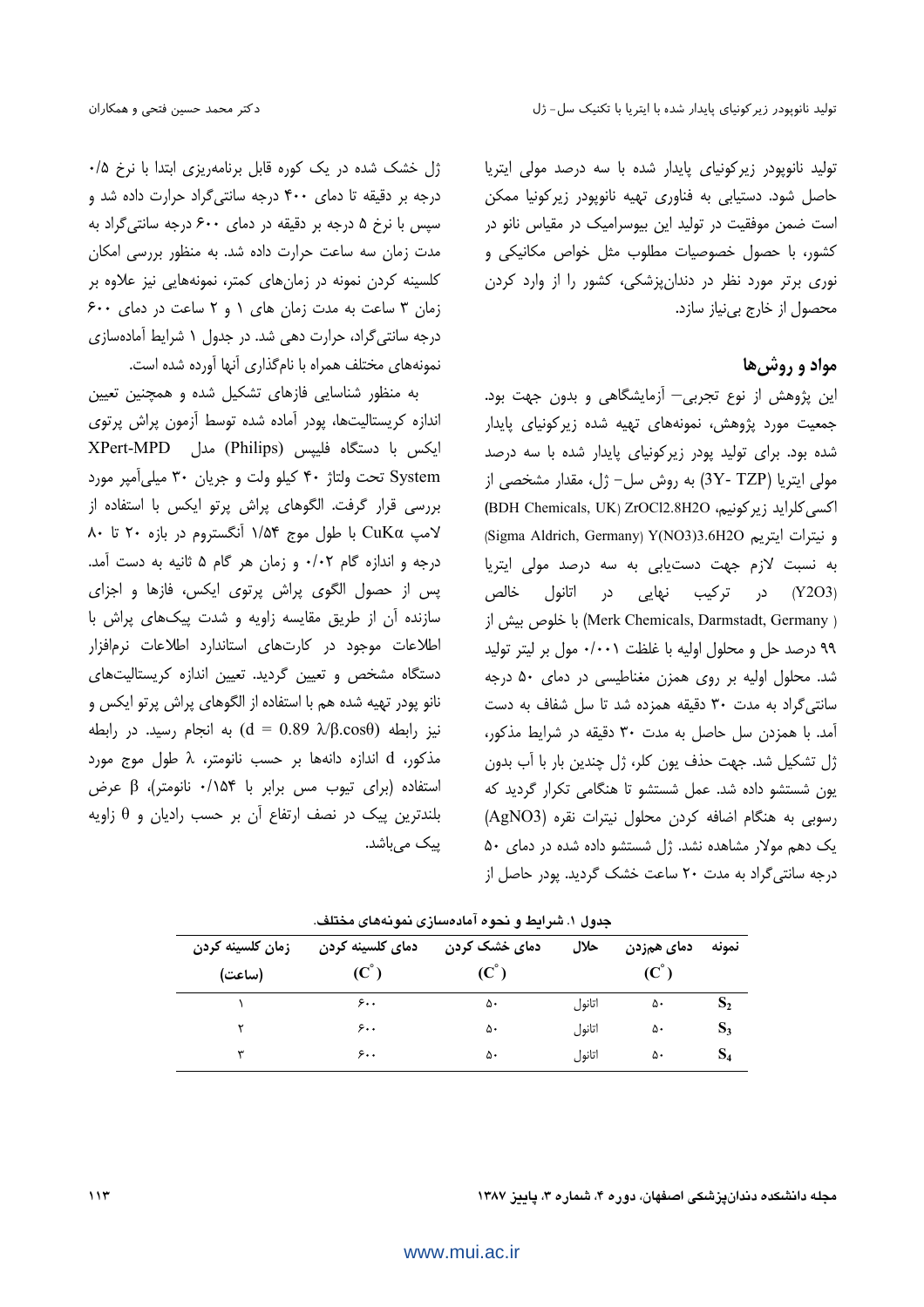تولید نانوپودر زیرکونیای پایدار شده با سه درصد مولی ایتریا حاصل شود. دستیابی به فناوری تهیه نانوپودر زیرکونیا ممکن است ضمن موفقیت در تولید این بیوسرامیک در مقیاس نانو در کشور، با حصول خصوصیات مطلوب مثل خواص مکانیکی و نوری برتر مورد نظر در دندان‌پزشکی، کشور را از وارد کردن محصول از خارج بی‌نیاز سازد.

## مواد و روش‌ها

این پژوهش از نوع تجربی– آزمایشگاهی و بدون جهت بود. جمعیت مورد پژوهش، نمونه‌های تهیه شده زیرکونیای پایدار شده بود. برای تولید پودر زیرکونیای پایدار شده با سه درصد مولی ایتریا (3Y- TZP) به روش سل– ژل، مقدار مشخصی از اکسی‌کلراید زیرکونیم، $ZrOCl_2.8H_2O$ (BDH Chemicals, UK) و نیترات ایتریم $Y(NO_3)_3.6H_2O$ (Sigma Aldrich, Germany) به نسبت لازم جهت دست‌یابی به سه درصد مولی ایتریا ($Y_2O_3$) در ترکیب نهایی در اتانول خالص (Merck Chemicals, Darmstadt, Germany) با خلوص بیش از ۹۹ درصد حل و محلول اولیه با غلظت ۰/۰۰۱ مول بر لیتر تولید شد. محلول اولیه بر روی همزن مغناطیسی در دمای ۵۰ درجه سانتی‌گراد به مدت ۳۰ دقیقه همزده شد تا سل شفاف به دست آمد. با همزدن سل حاصل به مدت ۳۰ دقیقه در شرایط مذکور، ژل تشکیل شد. جهت حذف یون کلر، ژل چندین بار با آب بدون یون شستشو داده شد. عمل شستشو تا هنگامی تکرار گردید که رسوبی به هنگام اضافه کردن محلول نیترات نقره ($AgNO_3$) یک دهم مولار مشاهده نشد. ژل شستشو داده شده در دمای ۵۰ درجه سانتی‌گراد به مدت ۲۰ ساعت خشک گردید. پودر حاصل از ژل خشک شده در یک کوره قابل برنامه‌ریزی ابتدا با نرخ ۰/۵ درجه بر دقیقه تا دمای ۴۰۰ درجه سانتی‌گراد حرارت داده شد و سپس با نرخ ۵ درجه بر دقیقه در دمای ۶۰۰ درجه سانتی‌گراد به مدت زمان سه ساعت حرارت داده شد. به منظور بررسی امکان کلسینه کردن نمونه در زمان‌های کمتر، نمونه‌هایی نیز علاوه بر زمان ۳ ساعت به مدت زمان های ۱ و ۲ ساعت در دمای ۶۰۰ درجه سانتی‌گراد، حرارت دهی شد. در جدول ۱ شرایط آماده‌سازی نمونه‌های مختلف همراه با نام‌گذاری آنها آورده شده است.

به منظور شناسایی فازهای تشکیل شده و همچنین تعیین اندازه کریستالیت‌ها، پودر آماده شده توسط آزمون پراش پرتوی ایکس با دستگاه فلیپس (Philips) مدل XPert-MPD System تحت ولتاژ ۴۰ کیلو ولت و جریان ۳۰ میلی‌آمپر مورد بررسی قرار گرفت. الگوهای پراش پرتو ایکس با استفاده از لامپ $CuK\alpha$ با طول موج ۱/۵۴ آنگستروم در بازه ۲۰ تا ۸۰ درجه و اندازه گام ۰/۰۲ و زمان هر گام ۵ ثانیه به دست آمد. پس از حصول الگوی پراش پرتوی ایکس، فازها و اجزای سازنده آن از طریق مقایسه زاویه و شدت پیک‌های پراش با اطلاعات موجود در کارت‌های استاندارد اطلاعات نرم‌افزار دستگاه مشخص و تعیین گردید. تعیین اندازه کریستالیت‌های نانو پودر تهیه شده هم با استفاده از الگوهای پراش پرتو ایکس و نیز رابطه ($d = 0.89\ \lambda/\beta.\cos\theta$) به انجام رسید. در رابطه مذکور، $d$ اندازه دانه‌ها بر حسب نانومتر، $\lambda$ طول موج مورد استفاده (برای تیوب مس برابر با ۰/۱۵۴ نانومتر)، $\beta$ عرض بلندترین پیک در نصف ارتفاع آن بر حسب رادیان و $\theta$ زاویه پیک می‌باشد.

جدول ۱. شرایط و نحوه آماده‌سازی نمونه‌های مختلف.

| نمونه | دمای هم‌زدن ($C^\circ$) | حلال | دمای خشک کردن ($C^\circ$) | دمای کلسینه کردن ($C^\circ$) | زمان کلسینه کردن (ساعت) |
|---|---|---|---|---|---|
| $S_2$ | ۵۰ | اتانول | ۵۰ | ۶۰۰ | ۱ |
| $S_3$ | ۵۰ | اتانول | ۵۰ | ۶۰۰ | ۲ |
| $S_4$ | ۵۰ | اتانول | ۵۰ | ۶۰۰ | ۳ |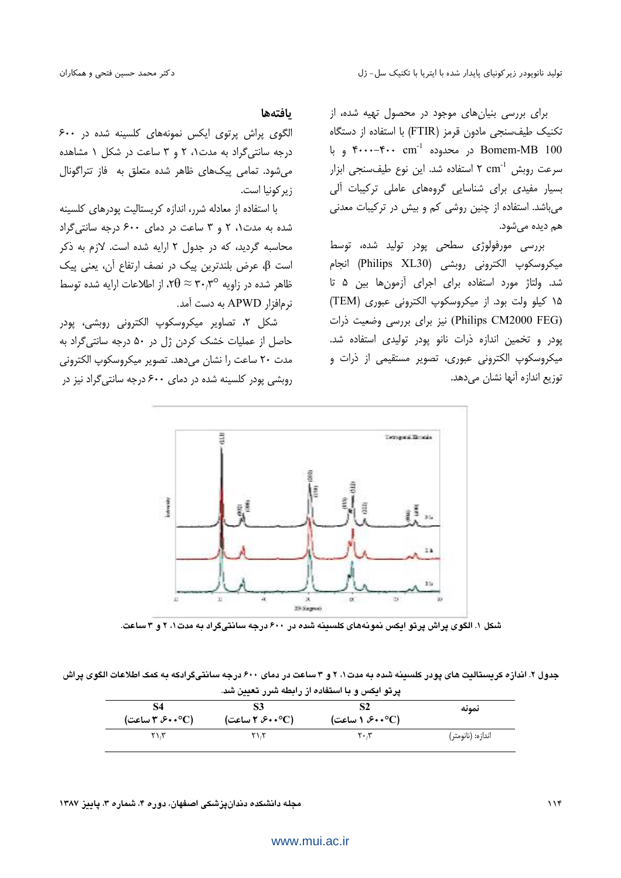برای بررسی بنیان‌های موجود در محصول تهیه شده، از تکنیک طیف‌سنجی مادون قرمز (FTIR) با استفاده از دستگاه Bomem-MB 100 در محدوده $4000-400\ cm^{-1}$ و با سرعت روبش $2\ cm^{-1}$ استفاده شد. این نوع طیف‌سنجی ابزار بسیار مفیدی برای شناسایی گروه‌های عاملی ترکیبات آلی می‌باشد. استفاده از چنین روشی کم و بیش در ترکیبات معدنی هم دیده می‌شود.

بررسی مورفولوژی سطحی پودر تولید شده، توسط میکروسکوپ الکترونی روبشی (Philips XL30) انجام شد. ولتاژ مورد استفاده برای اجرای آزمون‌ها بین ۵ تا ۱۵ کیلو ولت بود. از میکروسکوپ الکترونی عبوری (TEM) (Philips CM2000 FEG) نیز برای بررسی وضعیت ذرات پودر و تخمین اندازه ذرات نانو پودر تولیدی استفاده شد. میکروسکوپ الکترونی عبوری، تصویر مستقیمی از ذرات و توزیع اندازه آنها نشان می‌دهد.

## یافته‌ها

الگوی پراش پرتوی ایکس نمونه‌های کلسینه شده در ۶۰۰ درجه سانتی‌گراد به مدت۱، ۲ و ۳ ساعت در شکل ۱ مشاهده می‌شود. تمامی پیک‌های ظاهر شده متعلق به فاز تتراگونال زیرکونیا است.

با استفاده از معادله شرر، اندازه کریستالیت پودرهای کلسینه شده به مدت۱، ۲ و ۳ ساعت در دمای ۶۰۰ درجه سانتی‌گراد محاسبه گردید، که در جدول ۲ ارایه شده است. لازم به ذکر است $\beta$، عرض بلندترین پیک در نصف ارتفاع آن، یعنی پیک ظاهر شده در زاویه $2\theta \approx 30.3^{\circ}$، از اطلاعات ارایه شده توسط نرم‌افزار APWD به دست آمد.

شکل ۲، تصاویر میکروسکوپ الکترونی روبشی، پودر حاصل از عملیات خشک کردن ژل در ۵۰ درجه سانتی‌گراد به مدت ۲۰ ساعت را نشان می‌دهد. تصویر میکروسکوپ الکترونی روبشی پودر کلسینه شده در دمای ۶۰۰ درجه سانتی‌گراد نیز در

شکل ۱. الگوی پراش پرتو ایکس نمونه‌های کلسینه شده در ۶۰۰ درجه سانتی‌گراد به مدت۱، ۲ و ۳ ساعت.

جدول ۲. اندازه کریستالیت های پودر کلسینه شده به مدت۱، ۲ و ۳ ساعت در دمای ۶۰۰ درجه سانتی‌گرادکه به کمک اطلاعات الگوی پراش پرتو ایکس و با استفاده از رابطه شرر تعیین شد.

| نمونه | S2 (۶۰۰°C، ۱ ساعت) | S3 (۶۰۰°C، ۲ ساعت) | S4 (۶۰۰°C، ۳ ساعت) |
|---|---|---|---|
| اندازه: (نانومتر) | ۲۰٫۳ | ۲۱٫۲ | ۲۱٫۳ |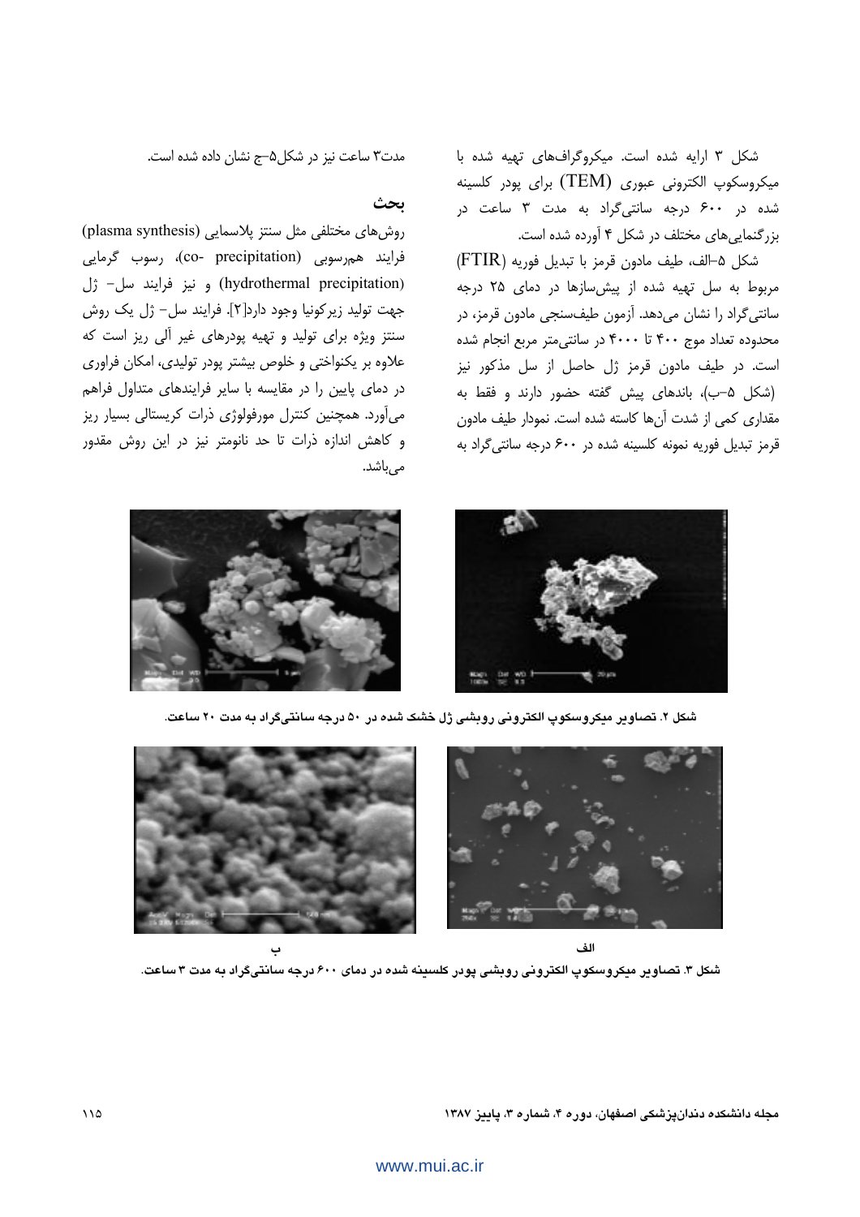شکل ۳ ارایه شده است. میکروگراف‌های تهیه شده با میکروسکوپ الکترونی عبوری (TEM) برای پودر کلسینه شده در ۶۰۰ درجه سانتی‌گراد به مدت ۳ ساعت در بزرگنمایی‌های مختلف در شکل ۴ آورده شده است.

شکل ۵–الف، طیف مادون قرمز با تبدیل فوریه (FTIR) مربوط به سل تهیه شده از پیش‌سازها در دمای ۲۵ درجه سانتی‌گراد را نشان می‌دهد. آزمون طیف‌سنجی مادون قرمز، در محدوده تعداد موج ۴۰۰ تا ۴۰۰۰ در سانتی‌متر مربع انجام شده است. در طیف مادون قرمز ژل حاصل از سل مذکور نیز (شکل ۵–ب)، باندهای پیش گفته حضور دارند و فقط به مقداری کمی از شدت آن‌ها کاسته شده است. نمودار طیف مادون قرمز تبدیل فوریه نمونه کلسینه شده در ۶۰۰ درجه سانتی‌گراد به مدت۳ ساعت نیز در شکل۵–ج نشان داده شده است.

## بحث

روش‌های مختلفی مثل سنتز پلاسمایی (plasma synthesis) فرایند هم‌رسوبی (co- precipitation)، رسوب گرمایی (hydrothermal precipitation) و نیز فرایند سل– ژل جهت تولید زیرکونیا وجود دارد[۲]. فرایند سل– ژل یک روش سنتز ویژه برای تولید و تهیه پودرهای غیر آلی ریز است که علاوه بر یکنواختی و خلوص بیشتر پودر تولیدی، امکان فراوری در دمای پایین را در مقایسه با سایر فرایندهای متداول فراهم می‌آورد. همچنین کنترل مورفولوژی ذرات کریستالی بسیار ریز و کاهش اندازه ذرات تا حد نانومتر نیز در این روش مقدور می‌باشد.

**شکل ۲. تصاویر میکروسکوپ الکترونی روبشی ژل خشک شده در ۵۰ درجه سانتی‌گراد به مدت ۲۰ ساعت.**

الف &nbsp;&nbsp;&nbsp;&nbsp; ب

**شکل ۳. تصاویر میکروسکوپ الکترونی روبشی پودر کلسینه شده در دمای ۶۰۰ درجه سانتی‌گراد به مدت ۳ ساعت.**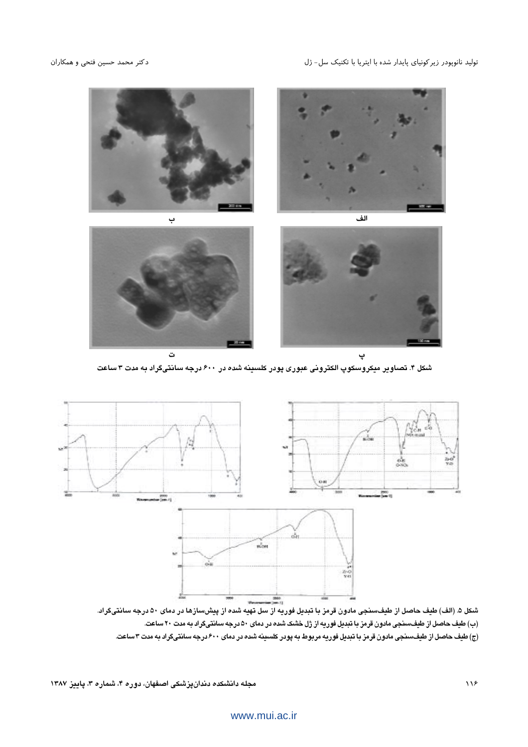الف

ب

پ

ت

شکل ۴. تصاویر میکروسکوپ الکترونی عبوری پودر کلسینه شده در ۶۰۰ درجه سانتی‌گراد به مدت ۳ ساعت

شکل ۵. (الف) طیف حاصل از طیف‌سنجی مادون قرمز با تبدیل فوریه از سل تهیه شده از پیش‌سازها در دمای ۵۰ درجه سانتی‌گراد.

(ب) طیف حاصل از طیف‌سنجی مادون قرمز با تبدیل فوریه از ژل خشک شده در دمای ۵۰ درجه سانتی‌گراد به مدت ۲۰ ساعت.

(ج) طیف حاصل از طیف‌سنجی مادون قرمز با تبدیل فوریه مربوط به پودر کلسینه شده در دمای ۶۰۰ درجه سانتی‌گراد به مدت ۳ ساعت.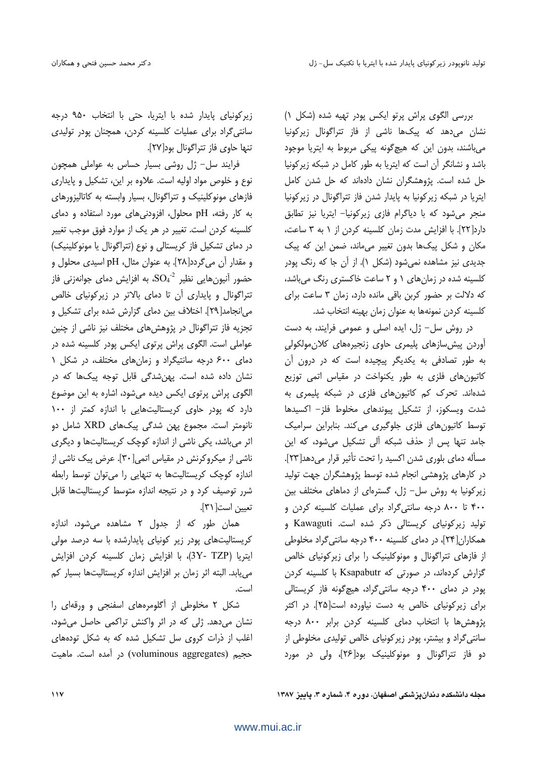بررسی الگوی پراش پرتو ایکس پودر تهیه شده (شکل ۱) نشان می‌دهد که پیک‌ها ناشی از فاز تتراگونال زیرکونیا می‌باشند، بدون این که هیچ‌گونه پیکی مربوط به ایتریا موجود باشد و نشانگر آن است که ایتریا به طور کامل در شبکه زیرکونیا حل شده است. پژوهشگران نشان داده‌اند که حل شدن کامل ایتریا در شبکه زیرکونیا به پایدار شدن فاز تتراگونال در زیرکونیا منجر می‌شود که با دیاگرام فازی زیرکونیا- ایتریا نیز تطابق دارد[۲۲]. با افزایش مدت زمان کلسینه کردن از ۱ به ۳ ساعت، مکان و شکل پیک‌ها بدون تغییر می‌ماند، ضمن این که پیک جدیدی نیز مشاهده نمی‌شود (شکل ۱). از آن جا که رنگ پودر کلسینه شده در زمان‌های ۱ و ۲ ساعت خاکستری رنگ می‌باشد، که دلالت بر حضور کربن باقی مانده دارد، زمان ۳ ساعت برای کلسینه کردن نمونه‌ها به عنوان زمان بهینه انتخاب شد.

در روش سل- ژل، ایده اصلی و عمومی فرایند، به دست آوردن پیش‌سازهای پلیمری حاوی زنجیره‌های کلان‌مولکولی به طور تصادفی به یکدیگر پیچیده است که در درون آن کاتیون‌های فلزی به طور یکنواخت در مقیاس اتمی توزیع شده‌اند. تحرک کم کاتیون‌های فلزی در شبکه پلیمری به شدت ویسکوز، از تشکیل پیوندهای مخلوط فلز- اکسیدها توسط کاتیون‌های فلزی جلوگیری می‌کند. بنابراین سرامیک جامد تنها پس از حذف شبکه آلی تشکیل می‌شود، که این مسأله دمای بلوری شدن اکسید را تحت تأثیر قرار می‌دهد[۲۳]. در کارهای پژوهشی انجام شده توسط پژوهشگران جهت تولید زیرکونیا به روش سل- ژل، گستره‌ای از دماهای مختلف بین ۴۰۰ تا ۸۰۰ درجه سانتی‌گراد برای عملیات کلسینه کردن و تولید زیرکونیای کریستالی ذکر شده است. Kawaguti و همکاران[۲۴]، در دمای کلسینه ۴۰۰ درجه سانتی‌گراد مخلوطی از فازهای تتراگونال و مونوکلینیک را برای زیرکونیای خالص گزارش کرده‌اند، در صورتی که Ksapabutr با کلسینه کردن پودر در دمای ۴۰۰ درجه سانتی‌گراد، هیچ‌گونه فاز کریستالی برای زیرکونیای خالص به دست نیاورده است[۲۵]. در اکثر پژوهش‌ها با انتخاب دمای کلسینه کردن برابر ۸۰۰ درجه سانتی‌گراد و بیشتر، پودر زیرکونیای خالص تولیدی مخلوطی از دو فاز تتراگونال و مونوکلینیک بود[۲۶]، ولی در مورد زیرکونیای پایدار شده با ایتریا، حتی با انتخاب ۹۵۰ درجه سانتی‌گراد برای عملیات کلسینه کردن، همچنان پودر تولیدی تنها حاوی فاز تتراگونال بود[۲۷].

فرایند سل- ژل روشی بسیار حساس به عواملی همچون نوع و خلوص مواد اولیه است. علاوه بر این، تشکیل و پایداری فازهای مونوکلینیک و تتراگونال، بسیار وابسته به کاتالیزورهای به کار رفته، pH محلول، افزودنی‌های مورد استفاده و دمای کلسینه کردن است. تغییر در هر یک از موارد فوق موجب تغییر در دمای تشکیل فاز کریستالی و نوع (تتراگونال یا مونوکلینیک) و مقدار آن می‌گردد[۲۸]. به عنوان مثال، pH اسیدی محلول و حضور آنیون‌هایی نظیر $SO_4^{-2}$، به افزایش دمای جوانه‌زنی فاز تتراگونال و پایداری آن تا دمای بالاتر در زیرکونیای خالص می‌انجامد[۲۹]. اختلاف بین دمای گزارش شده برای تشکیل و تجزیه فاز تتراگونال در پژوهش‌های مختلف نیز ناشی از چنین عواملی است. الگوی پراش پرتوی ایکس پودر کلسینه شده در دمای ۶۰۰ درجه سانتی‌گراد و زمان‌های مختلف، در شکل ۱ نشان داده شده است. پهن‌شدگی قابل توجه پیک‌ها که در الگوی پراش پرتوی ایکس دیده می‌شود، اشاره به این موضوع دارد که پودر حاوی کریستالیت‌هایی با اندازه کمتر از ۱۰۰ نانومتر است. مجموع پهن شدگی پیک‌های XRD شامل دو اثر می‌باشد، یکی ناشی از اندازه کوچک کریستالیت‌ها و دیگری ناشی از میکروکرنش در مقیاس اتمی[۳۰]. عرض پیک ناشی از اندازه کوچک کریستالیت‌ها به تنهایی را می‌توان توسط رابطه شرر توصیف کرد و در نتیجه اندازه متوسط کریستالیت‌ها قابل تعیین است[۳۱].

همان طور که از جدول ۲ مشاهده می‌شود، اندازه کریستالیت‌های پودر زیر کونیای پایدارشده با سه درصد مولی ایتریا (3Y- TZP)، با افزایش زمان کلسینه کردن افزایش می‌یابد. البته اثر زمان بر افزایش اندازه کریستالیت‌ها بسیار کم است.

شکل ۲ مخلوطی از آگلومره‌های اسفنجی و ورقه‌ای را نشان می‌دهد. ژلی که در اثر واکنش تراکمی حاصل می‌شود، اغلب از ذرات کروی سل تشکیل شده که به شکل توده‌های حجیم (voluminous aggregates) در آمده است. ماهیت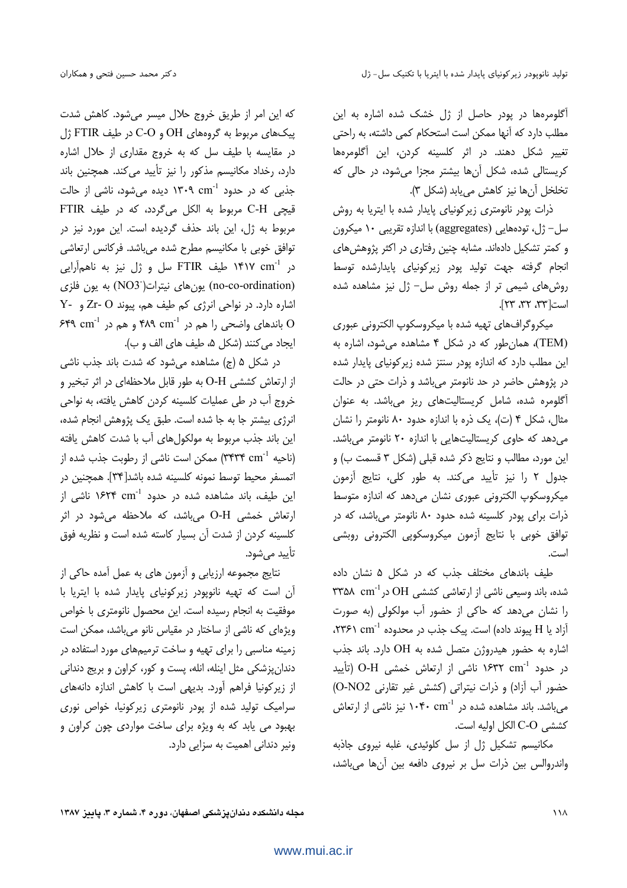آگلومره‌ها در پودر حاصل از ژل خشک شده اشاره به این مطلب دارد که آنها ممکن است استحکام کمی داشته، به راحتی تغییر شکل دهند. در اثر کلسینه کردن، این آگلومره‌ها کریستالی شده، شکل آن‌ها بیشتر مجزا می‌شود، در حالی که تخلخل آن‌ها نیز کاهش می‌یابد (شکل ۳).

ذرات پودر نانومتری زیرکونیای پایدار شده با ایتریا به روش سل- ژل، توده‌هایی (aggregates) با اندازه تقریبی ۱۰ میکرون و کمتر تشکیل داده‌اند. مشابه چنین رفتاری در اکثر پژوهش‌های انجام گرفته جهت تولید پودر زیرکونیای پایدارشده توسط روش‌های شیمی تر از جمله روش سل- ژل نیز مشاهده شده است[۳۳، ۳۲، ۲۳].

میکروگراف‌های تهیه شده با میکروسکوپ الکترونی عبوری (TEM)، همان‌طور که در شکل ۴ مشاهده می‌شود، اشاره به این مطلب دارد که اندازه پودر سنتز شده زیرکونیای پایدار شده در پژوهش حاضر در حد نانومتر می‌باشد و ذرات حتی در حالت آگلومره شده، شامل کریستالیت‌های ریز می‌باشد. به عنوان مثال، شکل ۴ (ت)، یک ذره با اندازه حدود ۸۰ نانومتر را نشان می‌دهد که حاوی کریستالیت‌هایی با اندازه ۲۰ نانومتر می‌باشد. این مورد، مطالب و نتایج ذکر شده قبلی (شکل ۳ قسمت ب) و جدول ۲ را نیز تأیید می‌کند. به طور کلی، نتایج آزمون میکروسکوپ الکترونی عبوری نشان می‌دهد که اندازه متوسط ذرات برای پودر کلسینه شده حدود ۸۰ نانومتر می‌باشد، که در توافق خوبی با نتایج آزمون میکروسکوپی الکترونی روبشی است.

طیف باندهای مختلف جذب که در شکل ۵ نشان داده شده، باند وسیعی ناشی از ارتعاشی کششی OH در $\text{۳۳۵۸ cm}^{-1}$ را نشان می‌دهد که حاکی از حضور آب مولکولی (به صورت آزاد یا H پیوند داده) است. پیک جذب در محدوده $\text{۲۳۶۱ cm}^{-1}$، اشاره به حضور هیدروژن متصل شده به OH دارد. باند جذب در حدود $\text{۱۶۳۲ cm}^{-1}$ ناشی از ارتعاش خمشی O-H (تأیید حضور آب آزاد) و ذرات نیتراتی (کشش غیر تقارنی $O\text{-}NO_2$) می‌باشد. باند مشاهده شده در $\text{۱۰۴۰ cm}^{-1}$ نیز ناشی از ارتعاش کششی C-O الکل اولیه است.

مکانیسم تشکیل ژل از سل کلوئیدی، غلبه نیروی جاذبه واندروالس بین ذرات سل بر نیروی دافعه بین آن‌ها می‌باشد، که این امر از طریق خروج حلال میسر می‌شود. کاهش شدت پیک‌های مربوط به گروه‌های OH و C-O در طیف FTIR ژل در مقایسه با طیف سل که به خروج مقداری از حلال اشاره دارد، رخداد مکانیسم مذکور را نیز تأیید می‌کند. همچنین باند جذبی که در حدود $\text{۱۳۰۹ cm}^{-1}$ دیده می‌شود، ناشی از حالت قیچی C-H مربوط به الکل می‌گردد، که در طیف FTIR مربوط به ژل، این باند حذف گردیده است. این مورد نیز در توافق خوبی با مکانیسم مطرح شده می‌باشد. فرکانس ارتعاشی $\text{۱۴۱۷ cm}^{-1}$ در طیف FTIR سل و ژل نیز به ناهم‌آرایی (no-co-ordination) یون‌های نیترات($NO_3^-$) به یون فلزی اشاره دارد. در نواحی انرژی کم طیف هم، پیوند Zr- O و Y- O باندهای واضحی را هم در $\text{۴۸۹ cm}^{-1}$ و هم در $\text{۶۴۹ cm}^{-1}$ ایجاد می‌کنند (شکل ۵، طیف های الف و ب).

در شکل ۵ (ج) مشاهده می‌شود که شدت باند جذب ناشی از ارتعاش کششی O-H به طور قابل ملاحظه‌ای در اثر تبخیر و خروج آب در طی عملیات کلسینه کردن کاهش یافته، به نواحی انرژی بیشتر جا به جا شده است. طبق یک پژوهش انجام شده، این باند جذب مربوط به مولکول‌های آب با شدت کاهش یافته (ناحیه $\text{۳۴۳۴ cm}^{-1}$) ممکن است ناشی از رطوبت جذب شده از اتمسفر محیط توسط نمونه کلسینه شده باشد[۳۴]. همچنین در این طیف، باند مشاهده شده در حدود $\text{۱۶۲۴ cm}^{-1}$ ناشی از ارتعاش خمشی O-H می‌باشد، که ملاحظه می‌شود در اثر کلسینه کردن از شدت آن بسیار کاسته شده است و نظریه فوق تأیید می‌شود.

نتایج مجموعه ارزیابی و آزمون های به عمل آمده حاکی از آن است که تهیه نانوپودر زیرکونیای پایدار شده با ایتریا با موفقیت به انجام رسیده است. این محصول نانومتری با خواص ویژه‌ای که ناشی از ساختار در مقیاس نانو می‌باشد، ممکن است زمینه مناسبی را برای تهیه و ساخت ترمیم‌های مورد استفاده در دندان‌پزشکی مثل اینله، انله، پست و کور، کراون و بریج دندانی از زیرکونیا فراهم آورد. بدیهی است با کاهش اندازه دانه‌های سرامیک تولید شده از پودر نانومتری زیرکونیا، خواص نوری بهبود می یابد که به ویژه برای ساخت مواردی چون کراون و ونیر دندانی اهمیت به سزایی دارد.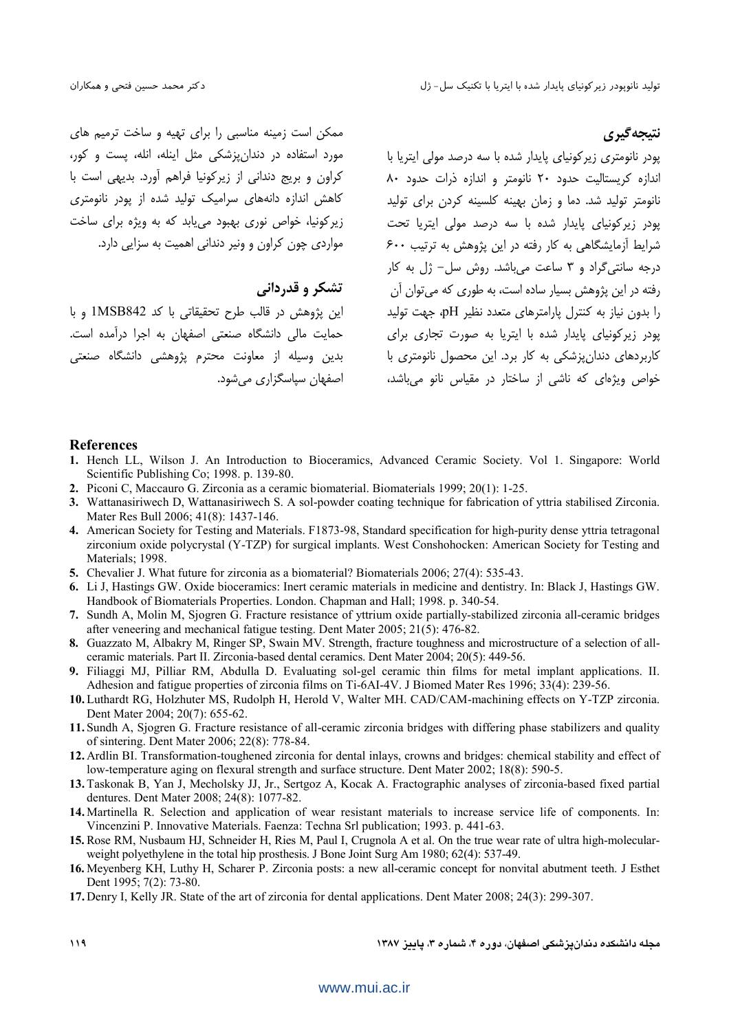## نتیجه‌گیری

پودر نانومتری زیرکونیای پایدار شده با سه درصد مولی ایتریا با اندازه کریستالیت حدود ۲۰ نانومتر و اندازه ذرات حدود ۸۰ نانومتر تولید شد. دما و زمان بهینه کلسینه کردن برای تولید پودر زیرکونیای پایدار شده با سه درصد مولی ایتریا تحت شرایط آزمایشگاهی به کار رفته در این پژوهش به ترتیب ۶۰۰ درجه سانتی‌گراد و ۳ ساعت می‌باشد. روش سل- ژل به کار رفته در این پژوهش بسیار ساده است، به طوری که می‌توان آن را بدون نیاز به کنترل پارامترهای متعدد نظیر pH، جهت تولید پودر زیرکونیای پایدار شده با ایتریا به صورت تجاری برای کاربردهای دندان‌پزشکی به کار برد. این محصول نانومتری با خواص ویژه‌ای که ناشی از ساختار در مقیاس نانو می‌باشد، ممکن است زمینه مناسبی را برای تهیه و ساخت ترمیم های مورد استفاده در دندان‌پزشکی مثل اینله، انله، پست و کور، کراون و بریج دندانی از زیرکونیا فراهم آورد. بدیهی است با کاهش اندازه دانه‌های سرامیک تولید شده از پودر نانومتری زیرکونیا، خواص نوری بهبود می‌یابد که به ویژه برای ساخت مواردی چون کراون و ونیر دندانی اهمیت به سزایی دارد.

## تشکر و قدردانی

این پژوهش در قالب طرح تحقیقاتی با کد 1MSB842 و با حمایت مالی دانشگاه صنعتی اصفهان به اجرا درآمده است. بدین وسیله از معاونت محترم پژوهشی دانشگاه صنعتی اصفهان سپاسگزاری می‌شود.

## References

1. Hench LL, Wilson J. An Introduction to Bioceramics, Advanced Ceramic Society. Vol 1. Singapore: World Scientific Publishing Co; 1998. p. 139-80.
2. Piconi C, Maccauro G. Zirconia as a ceramic biomaterial. Biomaterials 1999; 20(1): 1-25.
3. Wattanasiriwech D, Wattanasiriwech S. A sol-powder coating technique for fabrication of yttria stabilised Zirconia. Mater Res Bull 2006; 41(8): 1437-146.
4. American Society for Testing and Materials. F1873-98, Standard specification for high-purity dense yttria tetragonal zirconium oxide polycrystal (Y-TZP) for surgical implants. West Conshohocken: American Society for Testing and Materials; 1998.
5. Chevalier J. What future for zirconia as a biomaterial? Biomaterials 2006; 27(4): 535-43.
6. Li J, Hastings GW. Oxide bioceramics: Inert ceramic materials in medicine and dentistry. In: Black J, Hastings GW. Handbook of Biomaterials Properties. London. Chapman and Hall; 1998. p. 340-54.
7. Sundh A, Molin M, Sjogren G. Fracture resistance of yttrium oxide partially-stabilized zirconia all-ceramic bridges after veneering and mechanical fatigue testing. Dent Mater 2005; 21(5): 476-82.
8. Guazzato M, Albakry M, Ringer SP, Swain MV. Strength, fracture toughness and microstructure of a selection of all-ceramic materials. Part II. Zirconia-based dental ceramics. Dent Mater 2004; 20(5): 449-56.
9. Filiaggi MJ, Pilliar RM, Abdulla D. Evaluating sol-gel ceramic thin films for metal implant applications. II. Adhesion and fatigue properties of zirconia films on Ti-6AI-4V. J Biomed Mater Res 1996; 33(4): 239-56.
10. Luthardt RG, Holzhuter MS, Rudolph H, Herold V, Walter MH. CAD/CAM-machining effects on Y-TZP zirconia. Dent Mater 2004; 20(7): 655-62.
11. Sundh A, Sjogren G. Fracture resistance of all-ceramic zirconia bridges with differing phase stabilizers and quality of sintering. Dent Mater 2006; 22(8): 778-84.
12. Ardlin BI. Transformation-toughened zirconia for dental inlays, crowns and bridges: chemical stability and effect of low-temperature aging on flexural strength and surface structure. Dent Mater 2002; 18(8): 590-5.
13. Taskonak B, Yan J, Mecholsky JJ, Jr., Sertgoz A, Kocak A. Fractographic analyses of zirconia-based fixed partial dentures. Dent Mater 2008; 24(8): 1077-82.
14. Martinella R. Selection and application of wear resistant materials to increase service life of components. In: Vincenzini P. Innovative Materials. Faenza: Techna Srl publication; 1993. p. 441-63.
15. Rose RM, Nusbaum HJ, Schneider H, Ries M, Paul I, Crugnola A et al. On the true wear rate of ultra high-molecular-weight polyethylene in the total hip prosthesis. J Bone Joint Surg Am 1980; 62(4): 537-49.
16. Meyenberg KH, Luthy H, Scharer P. Zirconia posts: a new all-ceramic concept for nonvital abutment teeth. J Esthet Dent 1995; 7(2): 73-80.
17. Denry I, Kelly JR. State of the art of zirconia for dental applications. Dent Mater 2008; 24(3): 299-307.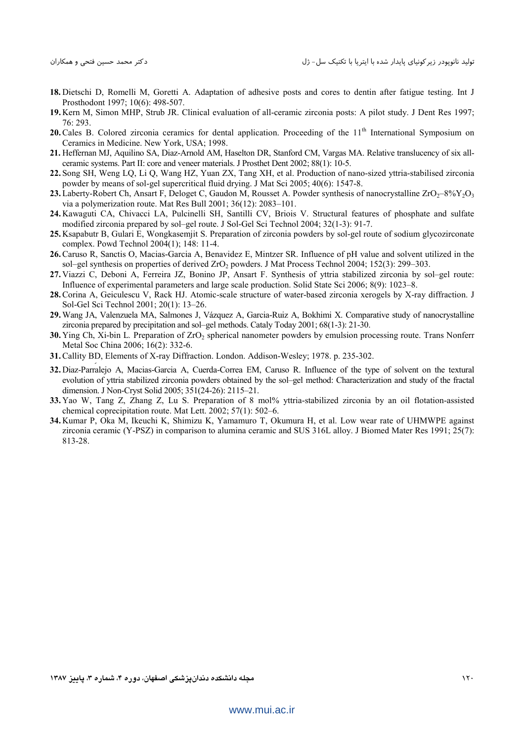18. Dietschi D, Romelli M, Goretti A. Adaptation of adhesive posts and cores to dentin after fatigue testing. Int J Prosthodont 1997; 10(6): 498-507.
19. Kern M, Simon MHP, Strub JR. Clinical evaluation of all-ceramic zirconia posts: A pilot study. J Dent Res 1997; 76: 293.
20. Cales B. Colored zirconia ceramics for dental application. Proceeding of the 11th International Symposium on Ceramics in Medicine. New York, USA; 1998.
21. Heffernan MJ, Aquilino SA, Diaz-Arnold AM, Haselton DR, Stanford CM, Vargas MA. Relative translucency of six all-ceramic systems. Part II: core and veneer materials. J Prosthet Dent 2002; 88(1): 10-5.
22. Song SH, Weng LQ, Li Q, Wang HZ, Yuan ZX, Tang XH, et al. Production of nano-sized yttria-stabilised zirconia powder by means of sol-gel supercritical fluid drying. J Mat Sci 2005; 40(6): 1547-8.
23. Laberty-Robert Ch, Ansart F, Deloget C, Gaudon M, Rousset A. Powder synthesis of nanocrystalline $ZrO_2$–8%$Y_2O_3$ via a polymerization route. Mat Res Bull 2001; 36(12): 2083–101.
24. Kawaguti CA, Chivacci LA, Pulcinelli SH, Santilli CV, Briois V. Structural features of phosphate and sulfate modified zirconia prepared by sol–gel route. J Sol-Gel Sci Technol 2004; 32(1-3): 91-7.
25. Ksapabutr B, Gulari E, Wongkasemjit S. Preparation of zirconia powders by sol-gel route of sodium glycozirconate complex. Powd Technol 2004(1); 148: 11-4.
26. Caruso R, Sanctis O, Macias-Garcia A, Benavidez E, Mintzer SR. Influence of pH value and solvent utilized in the sol–gel synthesis on properties of derived $ZrO_2$ powders. J Mat Process Technol 2004; 152(3): 299–303.
27. Viazzi C, Deboni A, Ferreira JZ, Bonino JP, Ansart F. Synthesis of yttria stabilized zirconia by sol–gel route: Influence of experimental parameters and large scale production. Solid State Sci 2006; 8(9): 1023–8.
28. Corina A, Geiculescu V, Rack HJ. Atomic-scale structure of water-based zirconia xerogels by X-ray diffraction. J Sol-Gel Sci Technol 2001; 20(1): 13–26.
29. Wang JA, Valenzuela MA, Salmones J, Vázquez A, Garcia-Ruiz A, Bokhimi X. Comparative study of nanocrystalline zirconia prepared by precipitation and sol–gel methods. Cataly Today 2001; 68(1-3): 21-30.
30. Ying Ch, Xi-bin L. Preparation of $ZrO_2$ spherical nanometer powders by emulsion processing route. Trans Nonferr Metal Soc China 2006; 16(2): 332-6.
31. Callity BD, Elements of X-ray Diffraction. London. Addison-Wesley; 1978. p. 235-302.
32. Diaz-Parralejo A, Macias-Garcia A, Cuerda-Correa EM, Caruso R. Influence of the type of solvent on the textural evolution of yttria stabilized zirconia powders obtained by the sol–gel method: Characterization and study of the fractal dimension. J Non-Cryst Solid 2005; 351(24-26): 2115–21.
33. Yao W, Tang Z, Zhang Z, Lu S. Preparation of 8 mol% yttria-stabilized zirconia by an oil flotation-assisted chemical coprecipitation route. Mat Lett. 2002; 57(1): 502–6.
34. Kumar P, Oka M, Ikeuchi K, Shimizu K, Yamamuro T, Okumura H, et al. Low wear rate of UHMWPE against zirconia ceramic (Y-PSZ) in comparison to alumina ceramic and SUS 316L alloy. J Biomed Mater Res 1991; 25(7): 813-28.